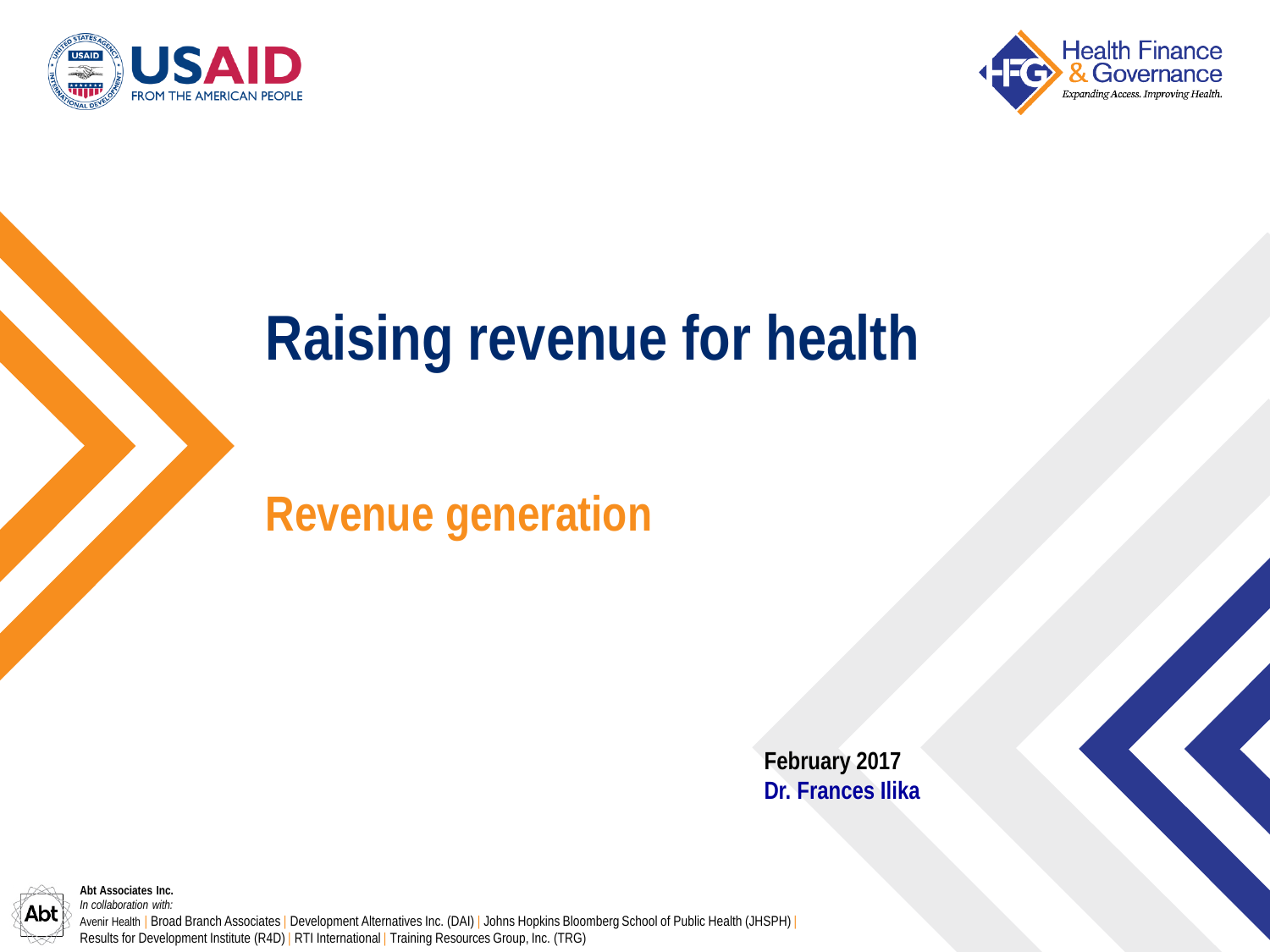USAID
FROM THE AMERICAN PEOPLE

Health Finance & Governance
*Expanding Access. Improving Health.*

# Raising revenue for health

## Revenue generation

**February 2017**
**Dr. Frances Ilika**

**Abt Associates Inc.**
*In collaboration with:*
Avenir Health | Broad Branch Associates | Development Alternatives Inc. (DAI) | Johns Hopkins Bloomberg School of Public Health (JHSPH) | Results for Development Institute (R4D) | RTI International | Training Resources Group, Inc. (TRG)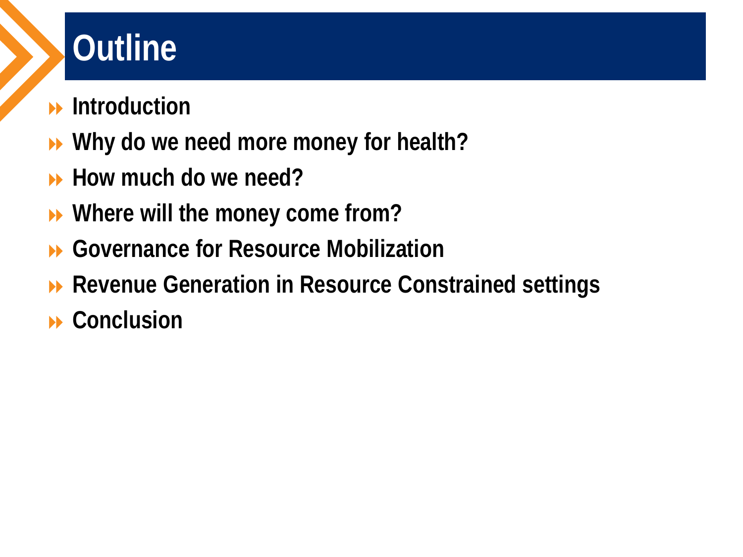# Outline

- **Introduction**
- **Why do we need more money for health?**
- **How much do we need?**
- **Where will the money come from?**
- **Governance for Resource Mobilization**
- **Revenue Generation in Resource Constrained settings**
- **Conclusion**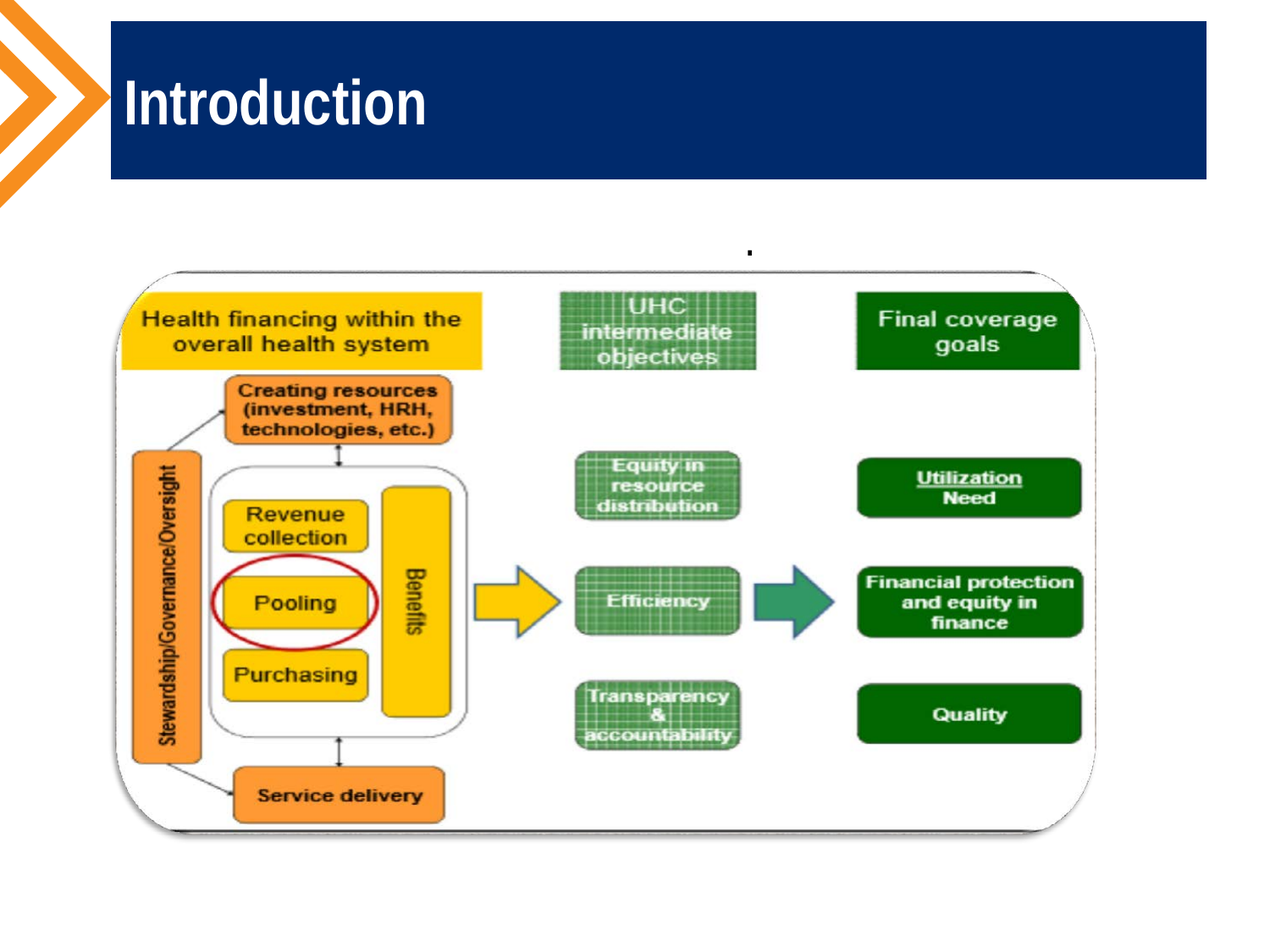# Introduction

Health financing within the overall health system

Creating resources (investment, HRH, technologies, etc.)

Stewardship/Governance/Oversight

Revenue collection

Pooling

Purchasing

Benefits

Service delivery

UHC intermediate objectives

Equity in resource distribution

Efficiency

Transparency & accountability

Final coverage goals

Utilization Need

Financial protection and equity in finance

Quality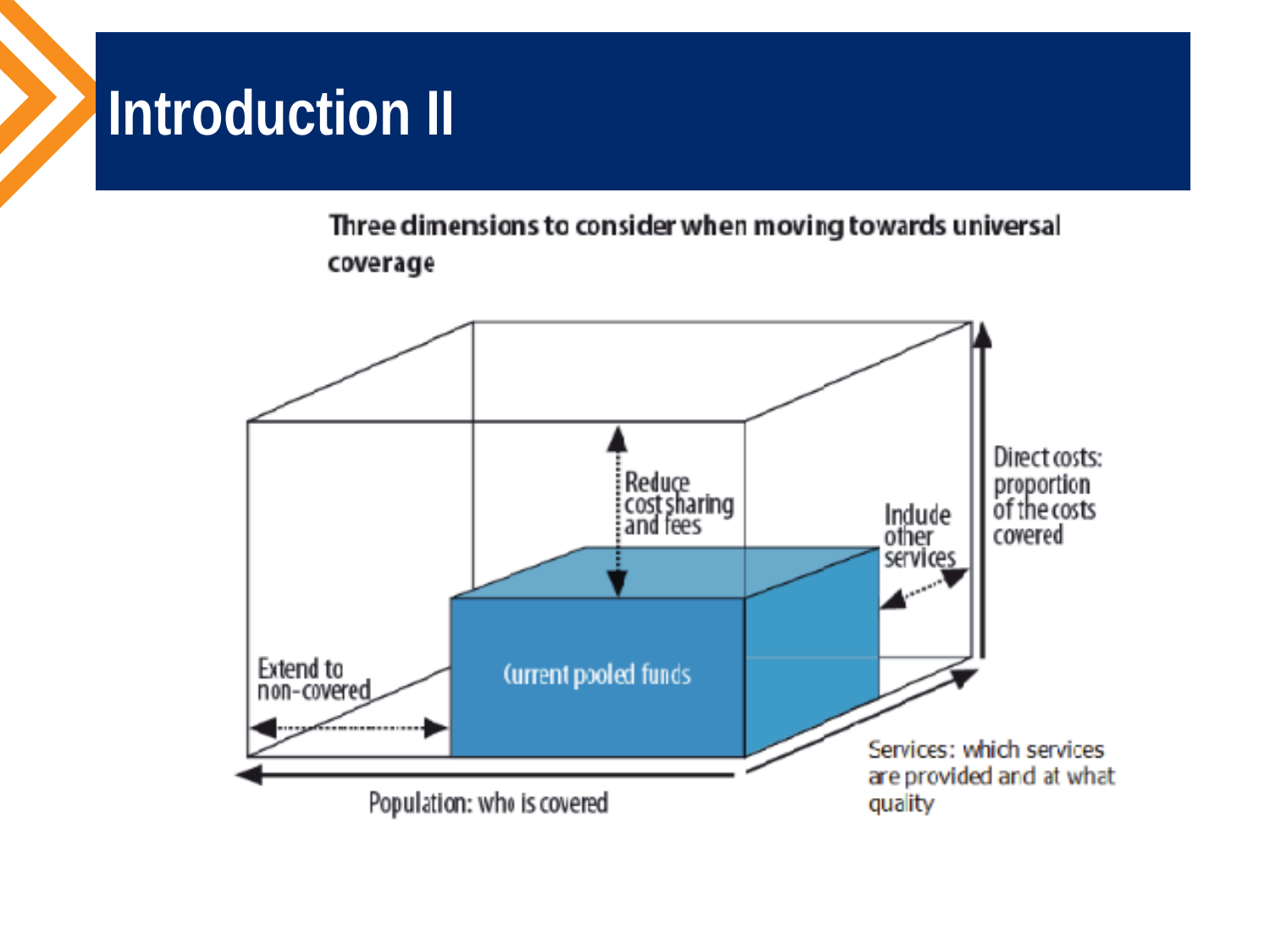# Introduction II

**Three dimensions to consider when moving towards universal coverage**

Reduce cost sharing and fees

Include other services

Direct costs: proportion of the costs covered

Current pooled funds

Extend to non-covered

Population: who is covered

Services: which services are provided and at what quality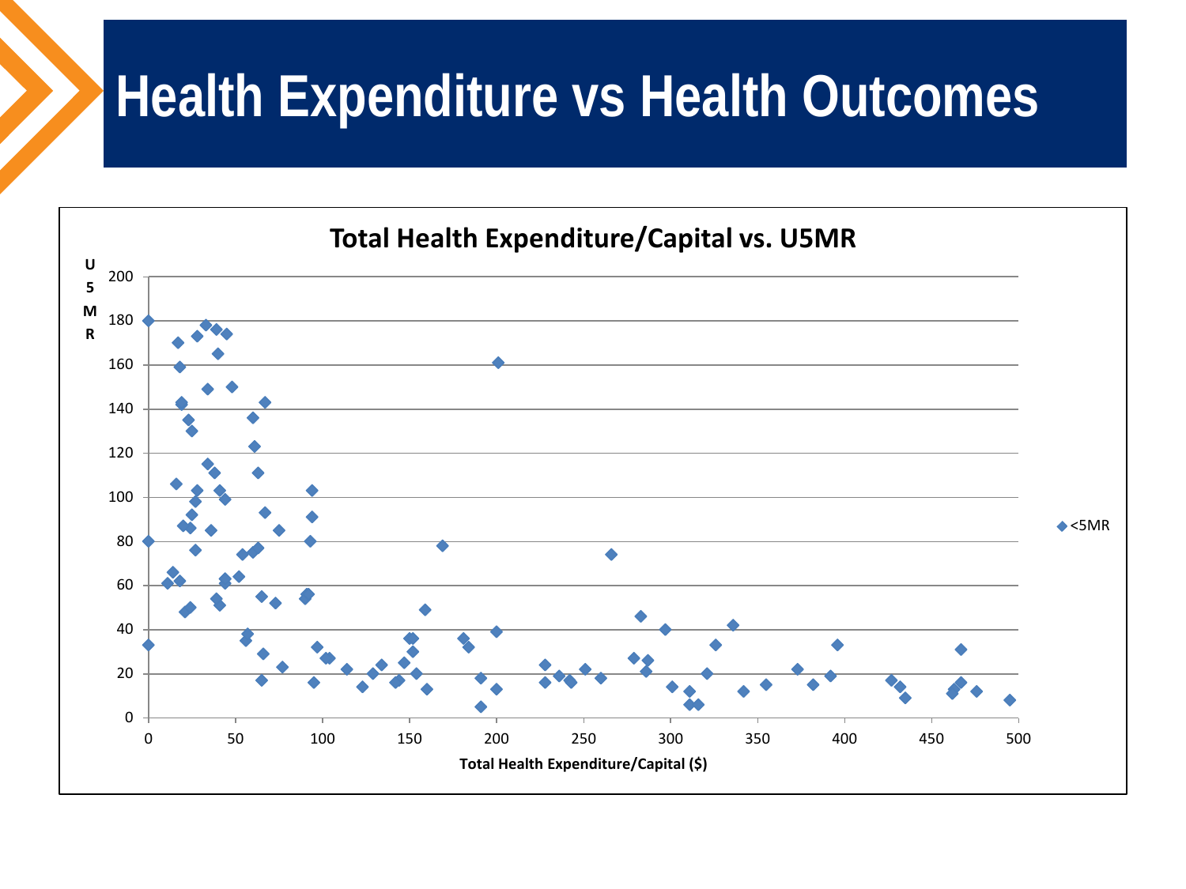# Health Expenditure vs Health Outcomes

**Total Health Expenditure/Capital vs. U5MR**

U5MR

Total Health Expenditure/Capital ($)

<5MR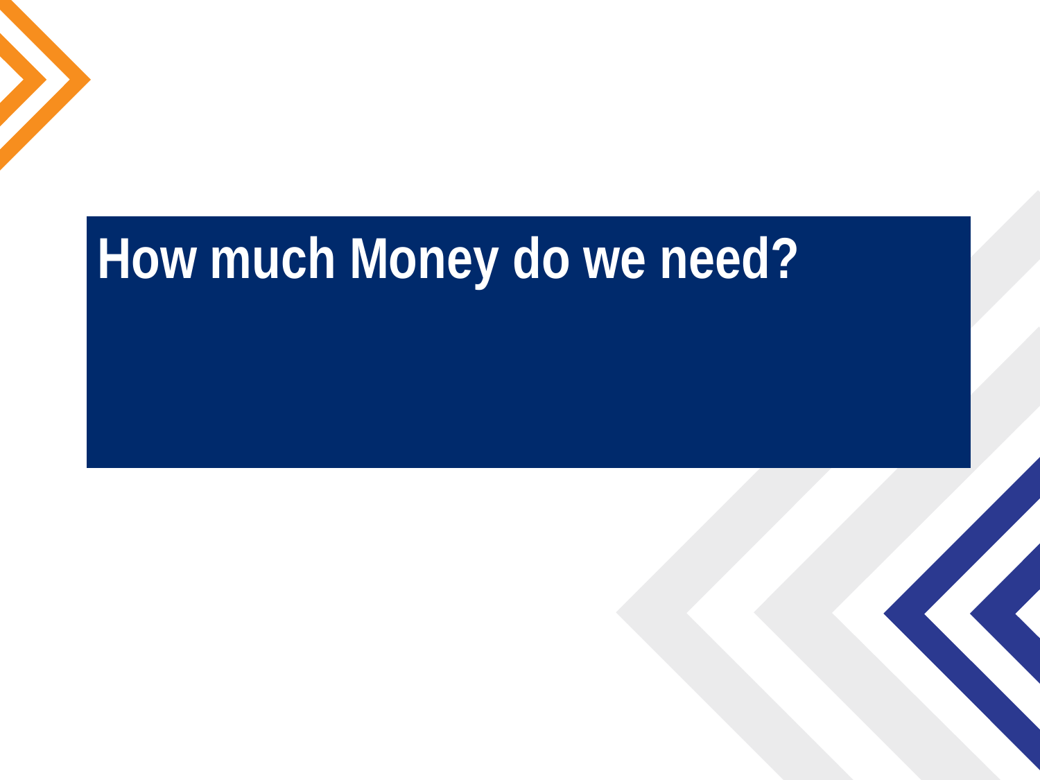# How much Money do we need?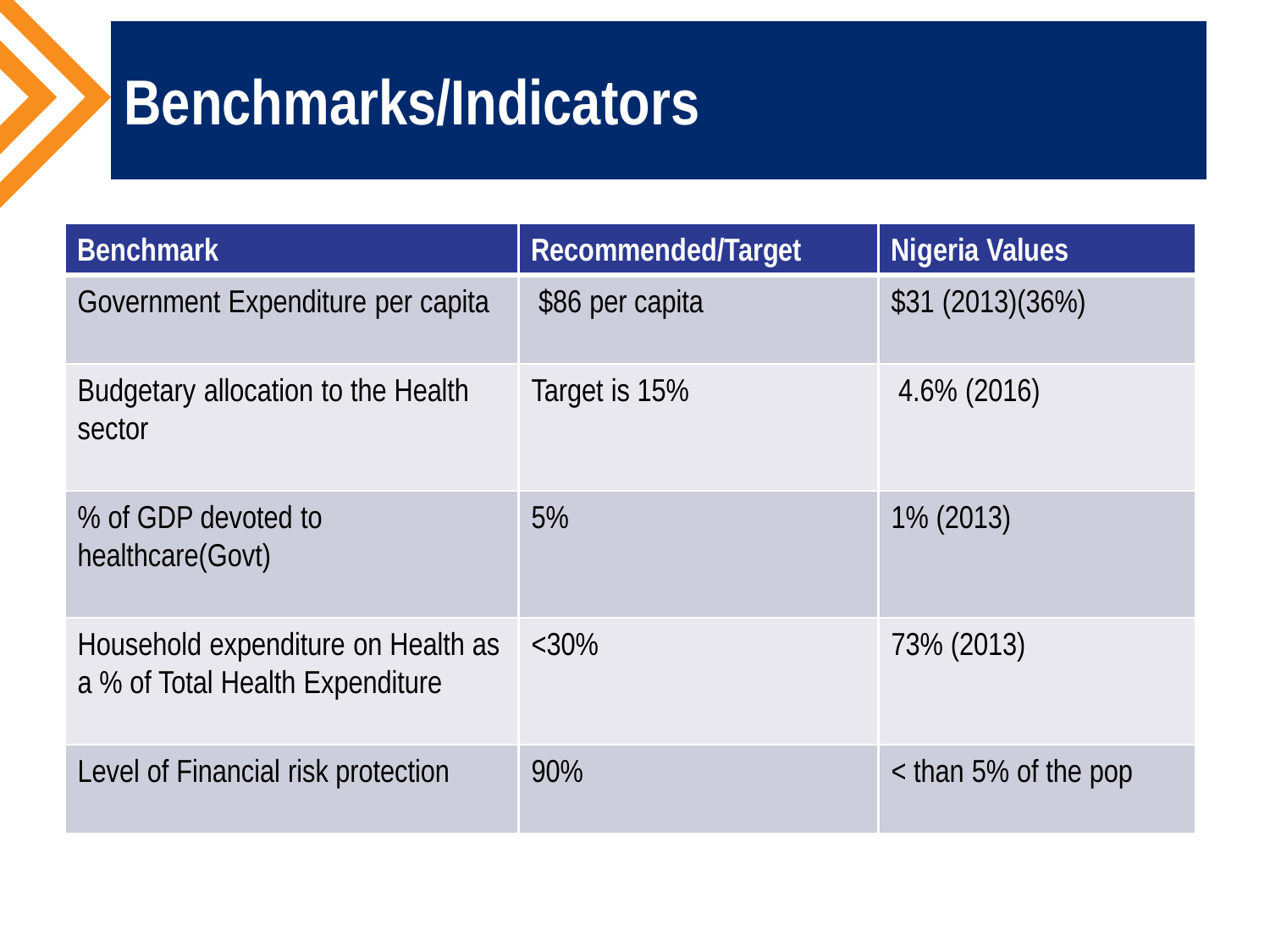# Benchmarks/Indicators

| Benchmark | Recommended/Target | Nigeria Values |
|---|---|---|
| Government Expenditure per capita | $86 per capita | $31 (2013)(36%) |
| Budgetary allocation to the Health sector | Target is 15% | 4.6% (2016) |
| % of GDP devoted to healthcare(Govt) | 5% | 1% (2013) |
| Household expenditure on Health as a % of Total Health Expenditure | <30% | 73% (2013) |
| Level of Financial risk protection | 90% | < than 5% of the pop |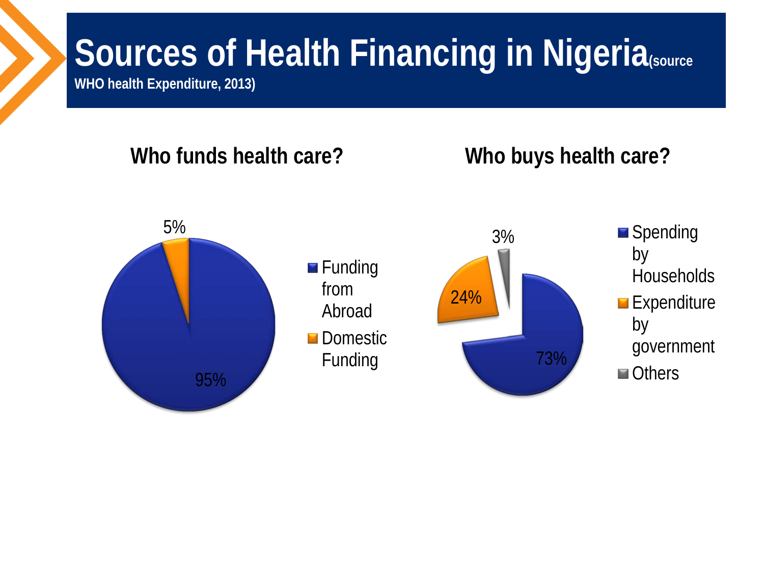# Sources of Health Financing in Nigeria (source WHO health Expenditure, 2013)

## Who funds health care?

- Funding from Abroad: 95%
- Domestic Funding: 5%

## Who buys health care?

- Spending by Households: 73%
- Expenditure by government: 24%
- Others: 3%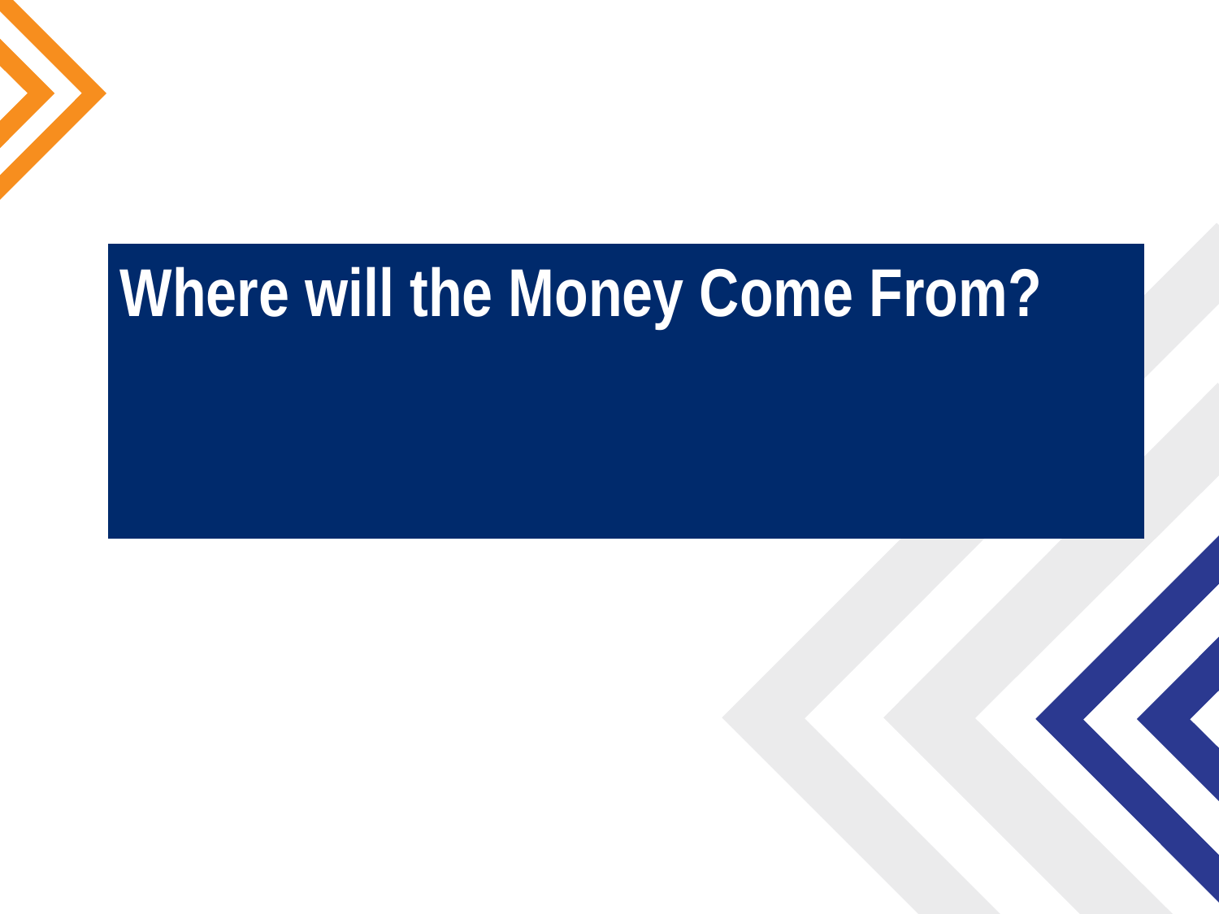# Where will the Money Come From?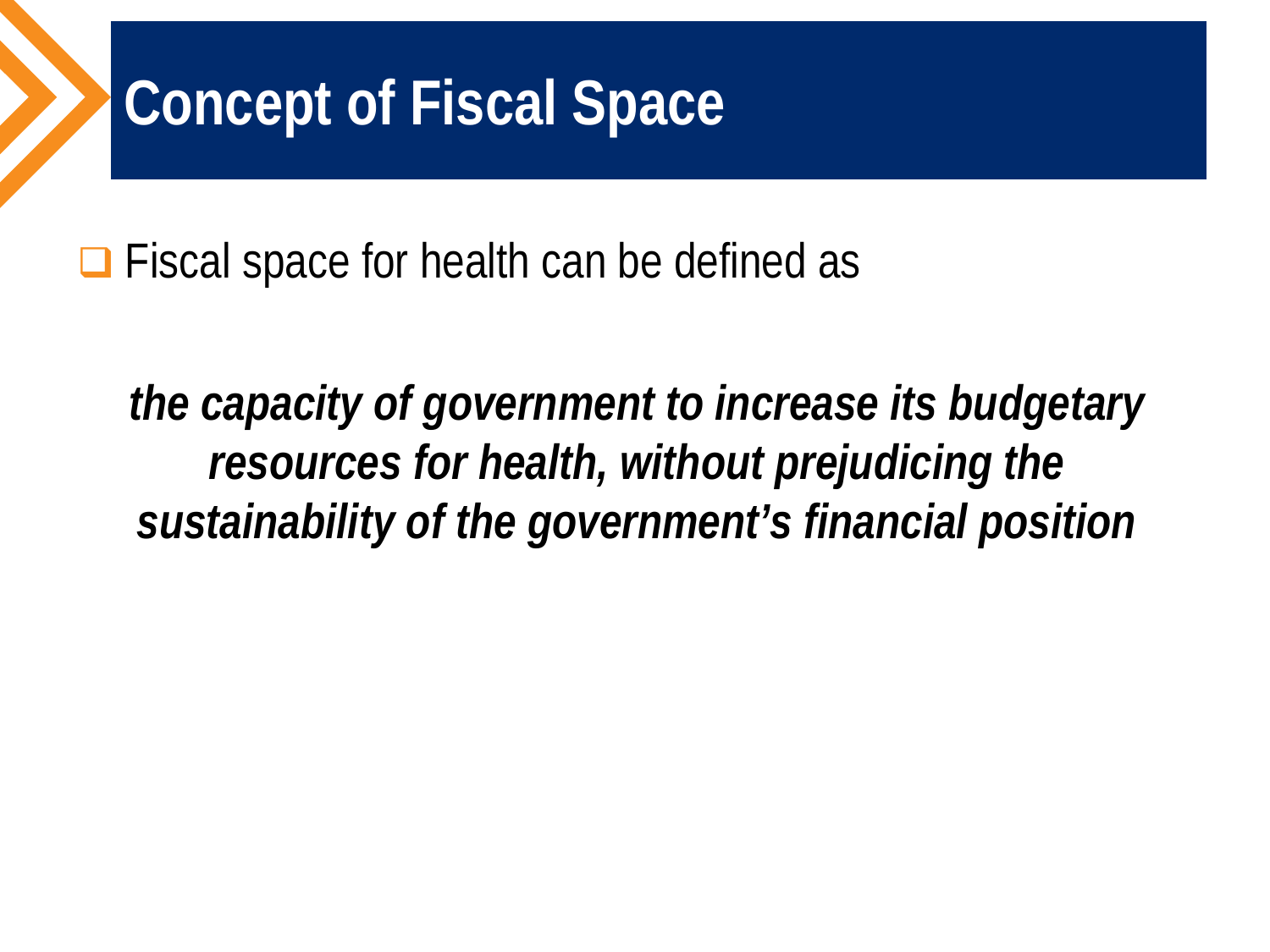# Concept of Fiscal Space

- Fiscal space for health can be defined as

***the capacity of government to increase its budgetary resources for health, without prejudicing the sustainability of the government's financial position***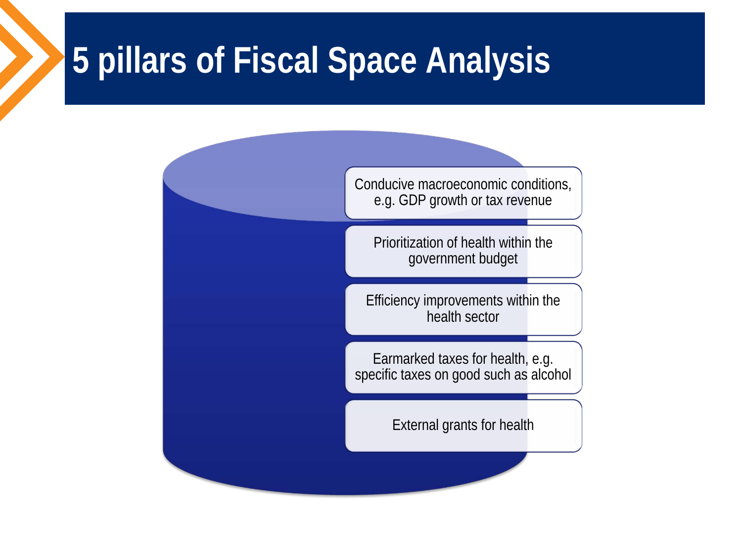# 5 pillars of Fiscal Space Analysis

- Conducive macroeconomic conditions, e.g. GDP growth or tax revenue
- Prioritization of health within the government budget
- Efficiency improvements within the health sector
- Earmarked taxes for health, e.g. specific taxes on good such as alcohol
- External grants for health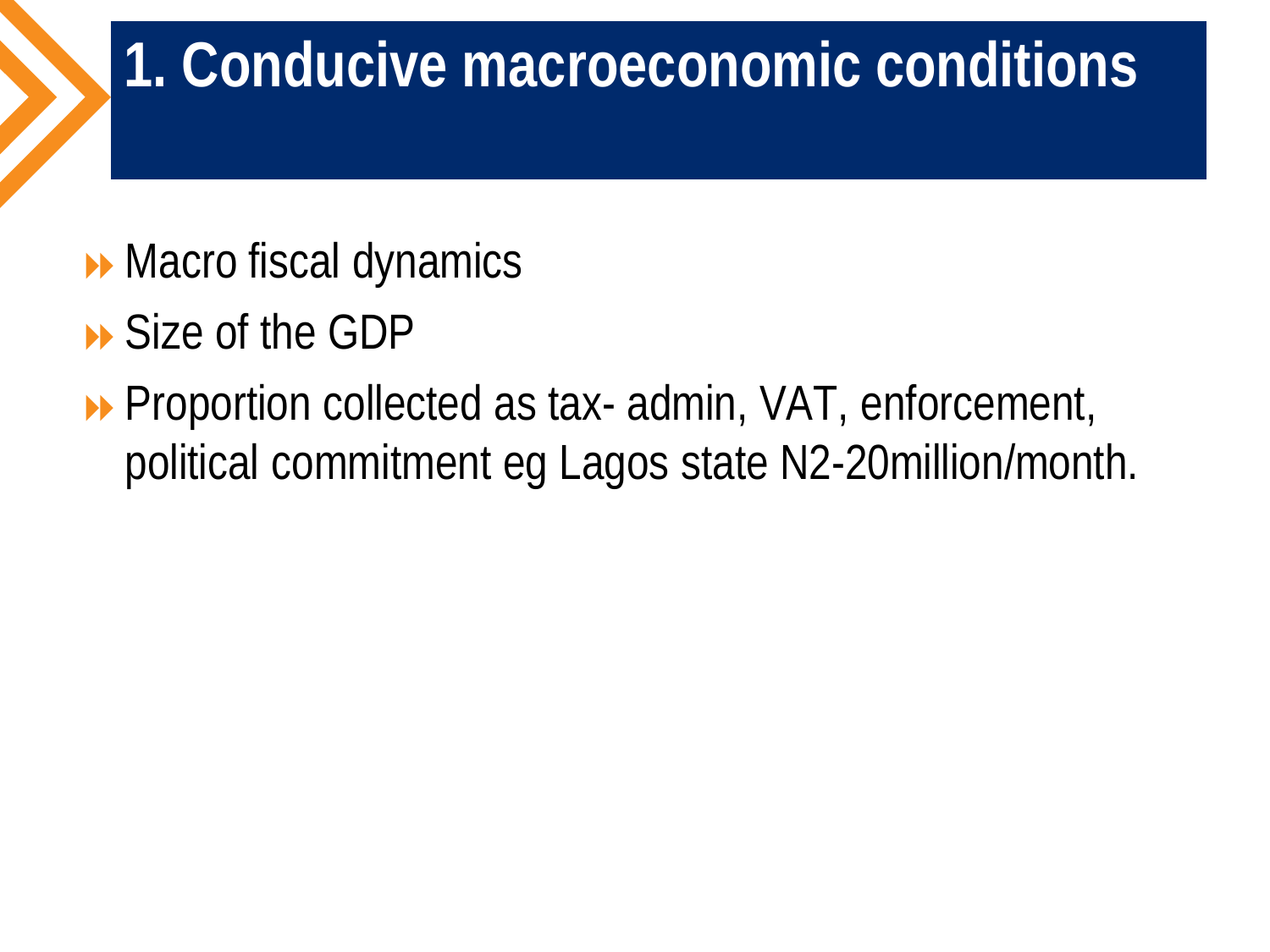# 1. Conducive macroeconomic conditions

- Macro fiscal dynamics
- Size of the GDP
- Proportion collected as tax- admin, VAT, enforcement, political commitment eg Lagos state N2-20million/month.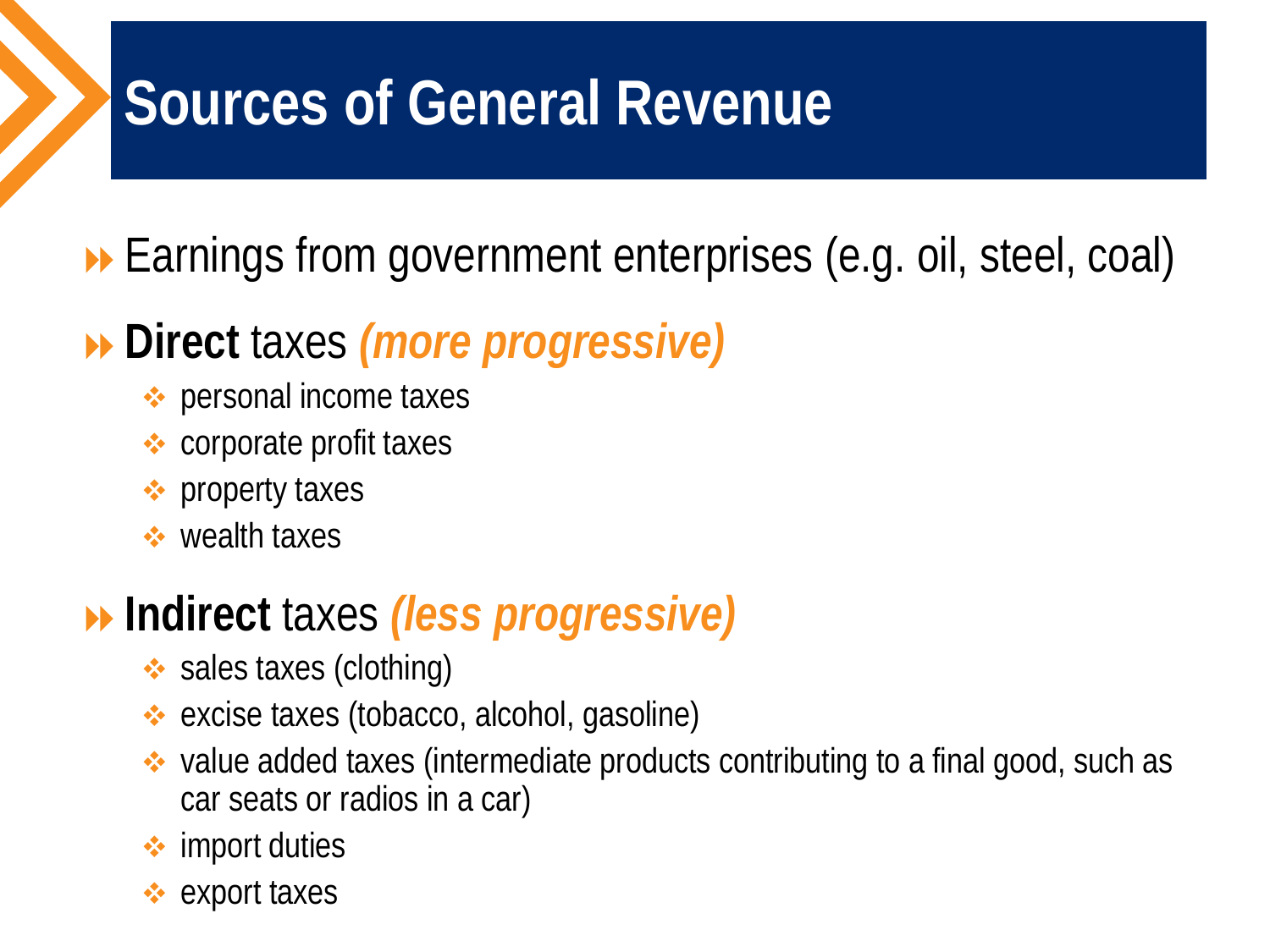# Sources of General Revenue

- Earnings from government enterprises (e.g. oil, steel, coal)
- **Direct** taxes ***(more progressive)***
  - personal income taxes
  - corporate profit taxes
  - property taxes
  - wealth taxes
- **Indirect** taxes ***(less progressive)***
  - sales taxes (clothing)
  - excise taxes (tobacco, alcohol, gasoline)
  - value added taxes (intermediate products contributing to a final good, such as car seats or radios in a car)
  - import duties
  - export taxes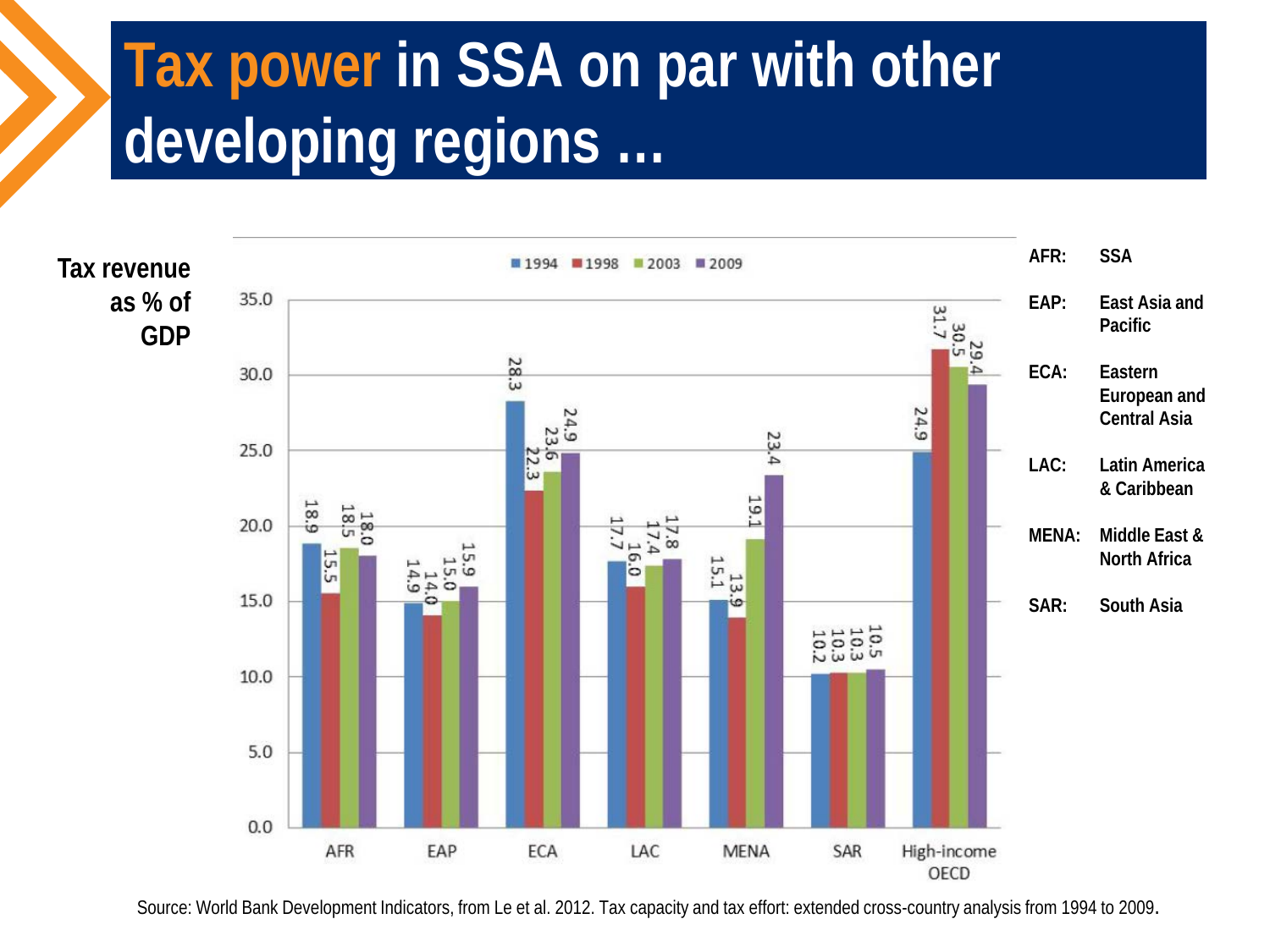# Tax power in SSA on par with other developing regions …

**Tax revenue as % of GDP**

| Region | 1994 | 1998 | 2003 | 2009 |
|---|---|---|---|---|
| AFR | 18.9 | 15.5 | 18.5 | 18.0 |
| EAP | 14.9 | 14.0 | 15.0 | 15.9 |
| ECA | 28.3 | 22.3 | 23.6 | 24.9 |
| LAC | 17.7 | 16.0 | 17.4 | 17.8 |
| MENA | 15.1 | 13.9 | 19.1 | 23.4 |
| SAR | 10.2 | 10.3 | 10.3 | 10.5 |
| High-income OECD | 24.9 | 31.7 | 30.5 | 29.4 |

- **AFR:** SSA
- **EAP:** East Asia and Pacific
- **ECA:** Eastern European and Central Asia
- **LAC:** Latin America & Caribbean
- **MENA:** Middle East & North Africa
- **SAR:** South Asia

Source: World Bank Development Indicators, from Le et al. 2012. Tax capacity and tax effort: extended cross-country analysis from 1994 to 2009.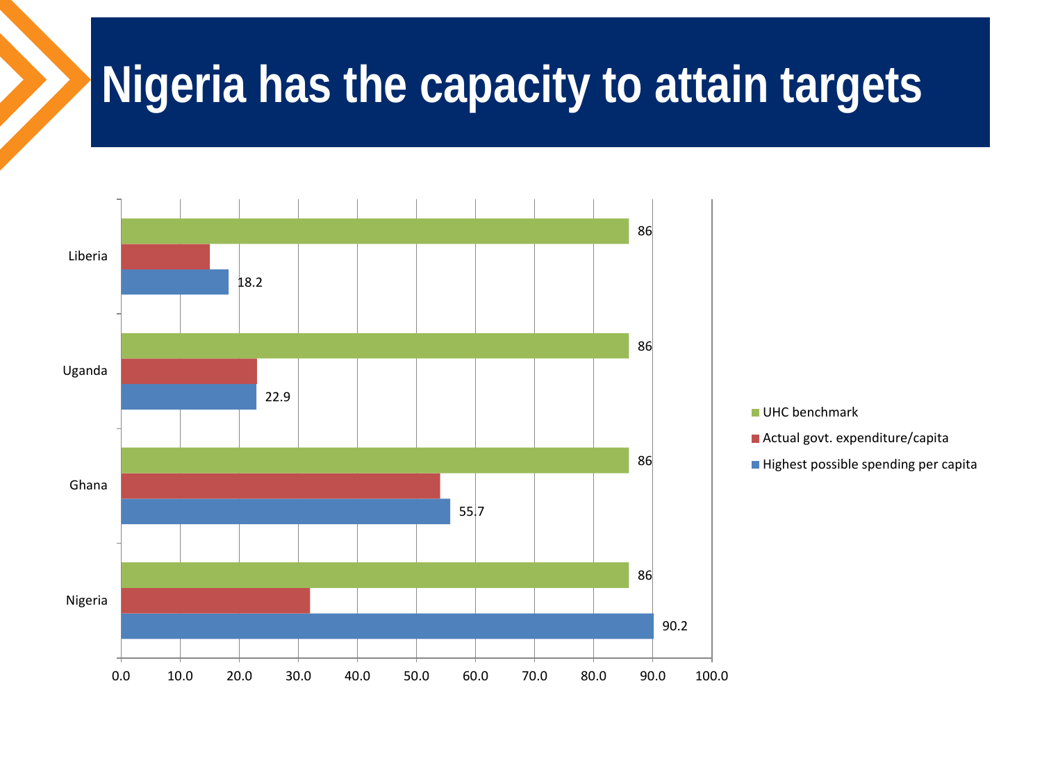# Nigeria has the capacity to attain targets

| | UHC benchmark | Actual govt. expenditure/capita | Highest possible spending per capita |
|---|---|---|---|
| Liberia | 86 | | 18.2 |
| Uganda | 86 | | 22.9 |
| Ghana | 86 | | 55.7 |
| Nigeria | 86 | | 90.2 |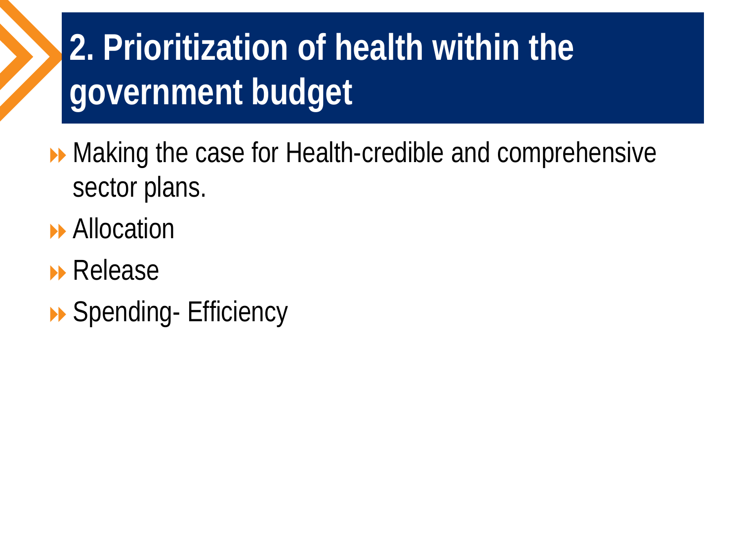# 2. Prioritization of health within the government budget

- Making the case for Health-credible and comprehensive sector plans.
- Allocation
- Release
- Spending- Efficiency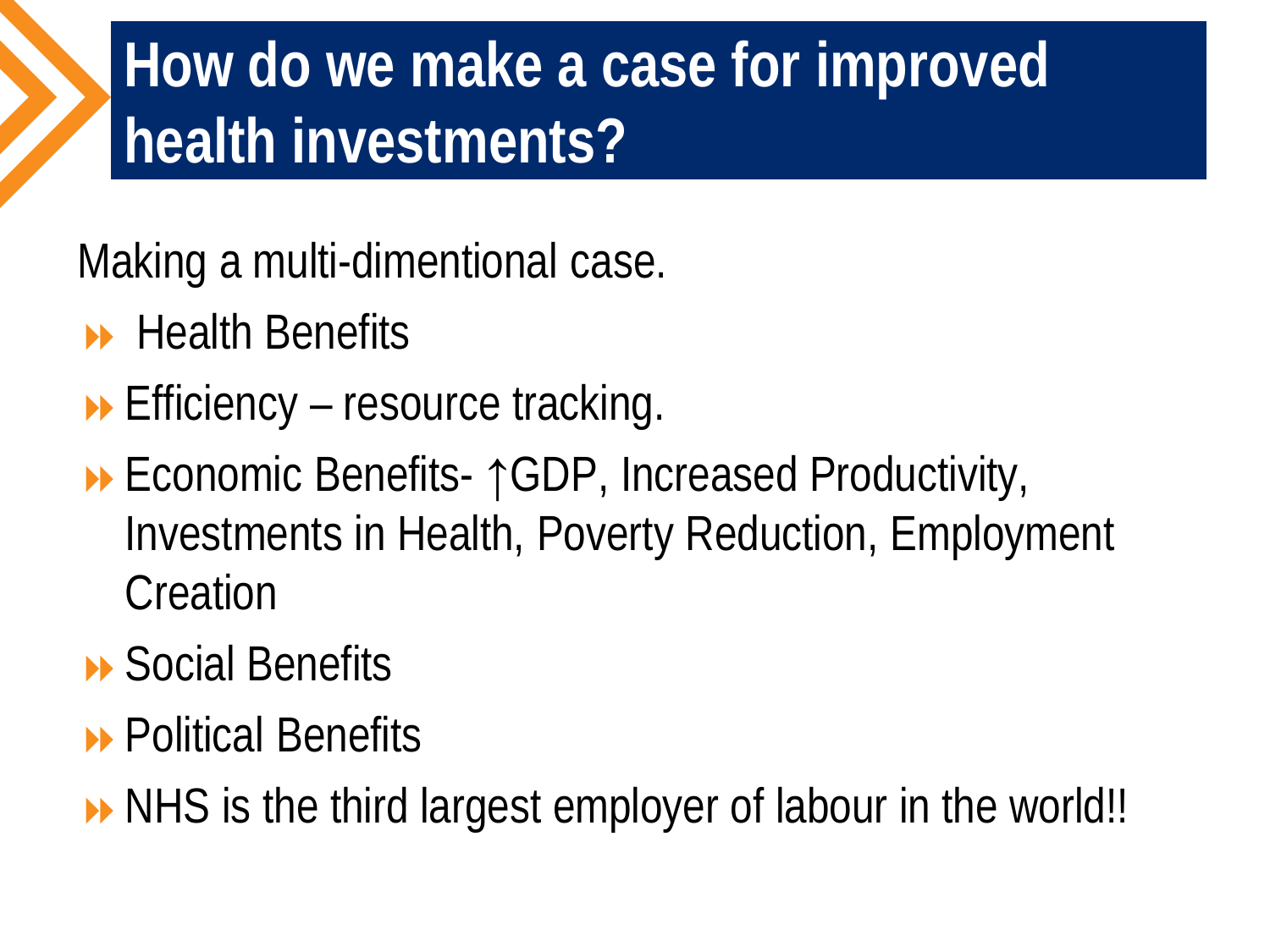# How do we make a case for improved health investments?

Making a multi-dimentional case.

- Health Benefits
- Efficiency – resource tracking.
- Economic Benefits- ↑GDP, Increased Productivity, Investments in Health, Poverty Reduction, Employment Creation
- Social Benefits
- Political Benefits
- NHS is the third largest employer of labour in the world!!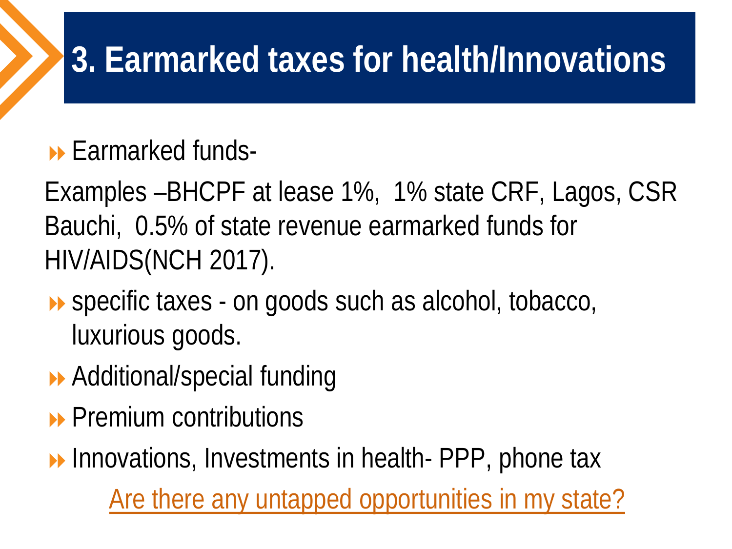# 3. Earmarked taxes for health/Innovations

- Earmarked funds-

Examples –BHCPF at lease 1%, 1% state CRF, Lagos, CSR Bauchi, 0.5% of state revenue earmarked funds for HIV/AIDS(NCH 2017).

- specific taxes - on goods such as alcohol, tobacco, luxurious goods.
- Additional/special funding
- Premium contributions
- Innovations, Investments in health- PPP, phone tax

Are there any untapped opportunities in my state?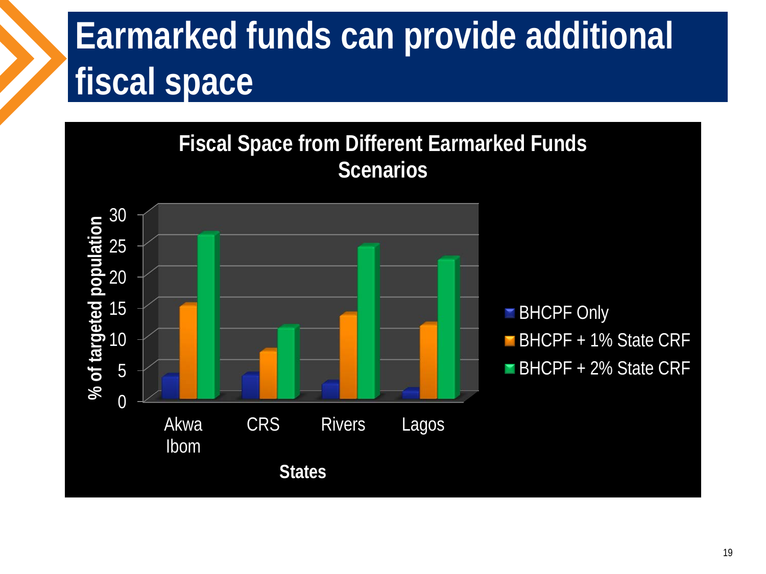# Earmarked funds can provide additional fiscal space

**Fiscal Space from Different Earmarked Funds Scenarios**

% of targeted population

| States | BHCPF Only | BHCPF + 1% State CRF | BHCPF + 2% State CRF |
|---|---|---|---|
| Akwa Ibom | | | |
| CRS | | | |
| Rivers | | | |
| Lagos | | | |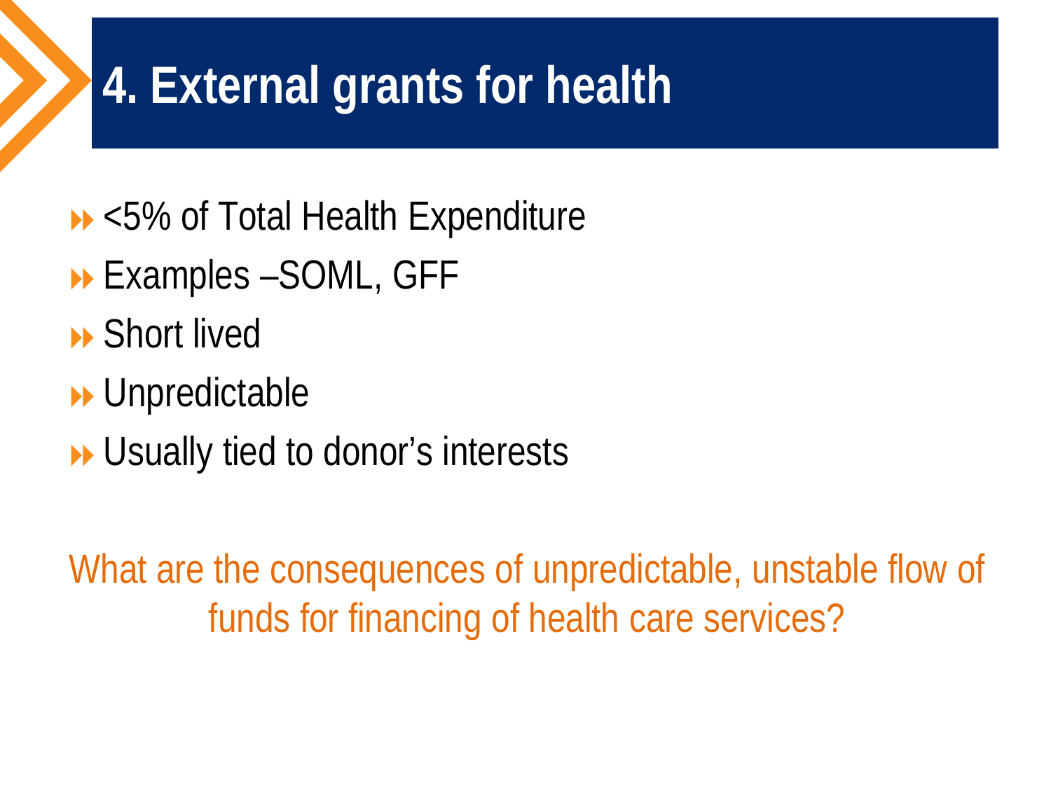# 4. External grants for health

- <5% of Total Health Expenditure
- Examples –SOML, GFF
- Short lived
- Unpredictable
- Usually tied to donor's interests

What are the consequences of unpredictable, unstable flow of funds for financing of health care services?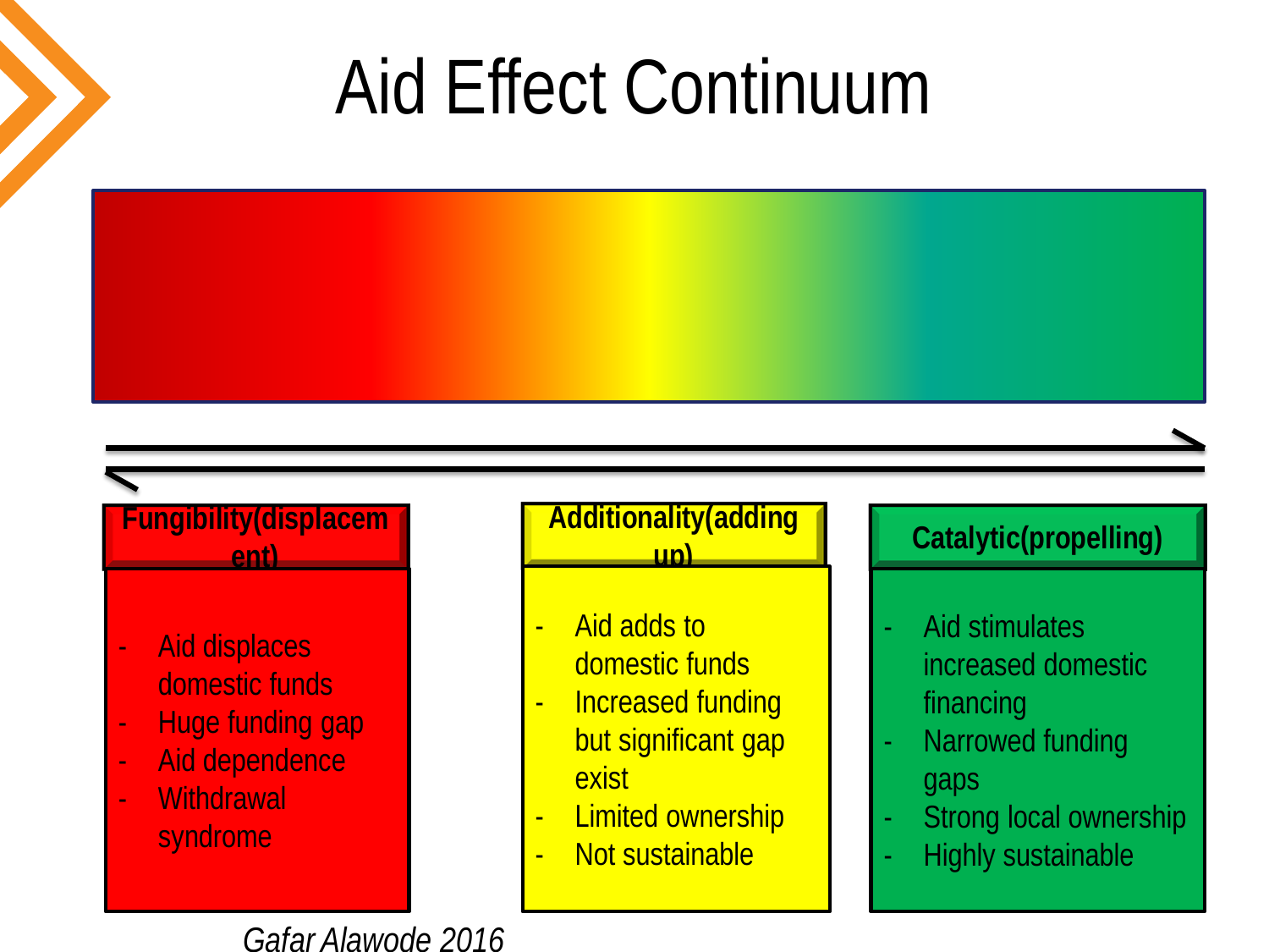# Aid Effect Continuum

### Fungibility(displacement)

- Aid displaces domestic funds
- Huge funding gap
- Aid dependence
- Withdrawal syndrome

### Additionality(adding up)

- Aid adds to domestic funds
- Increased funding but significant gap exist
- Limited ownership
- Not sustainable

### Catalytic(propelling)

- Aid stimulates increased domestic financing
- Narrowed funding gaps
- Strong local ownership
- Highly sustainable

*Gafar Alawode 2016*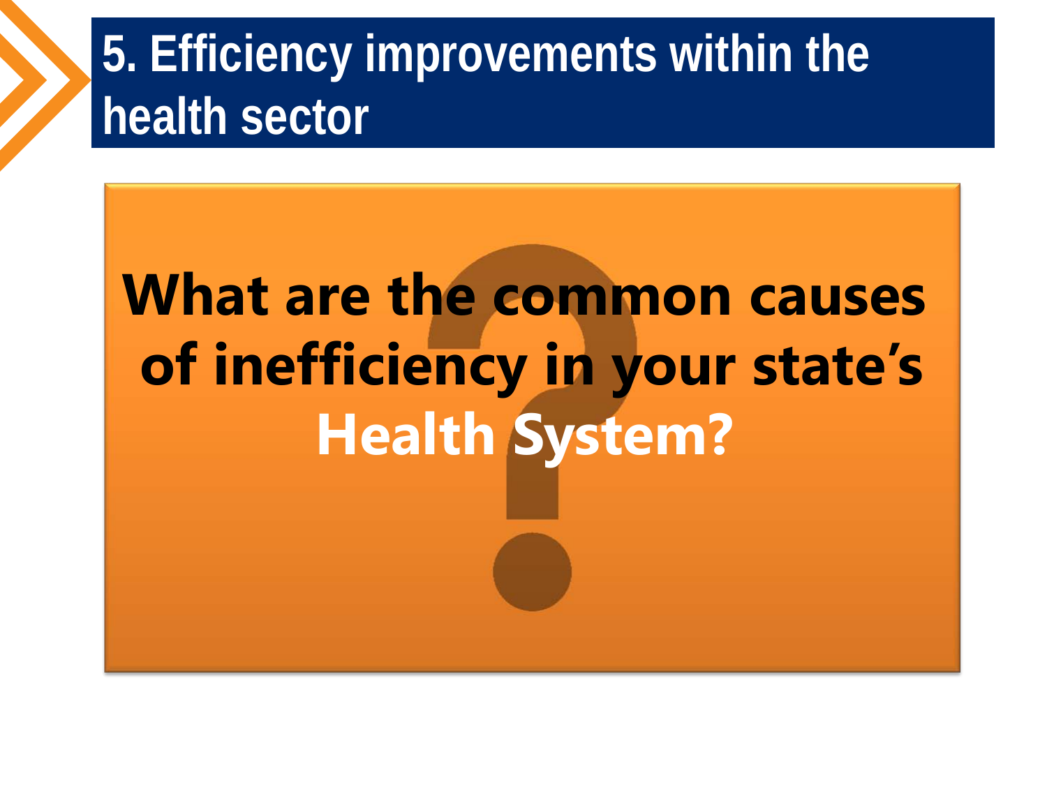# 5. Efficiency improvements within the health sector

**What are the common causes of inefficiency in your state's Health System?**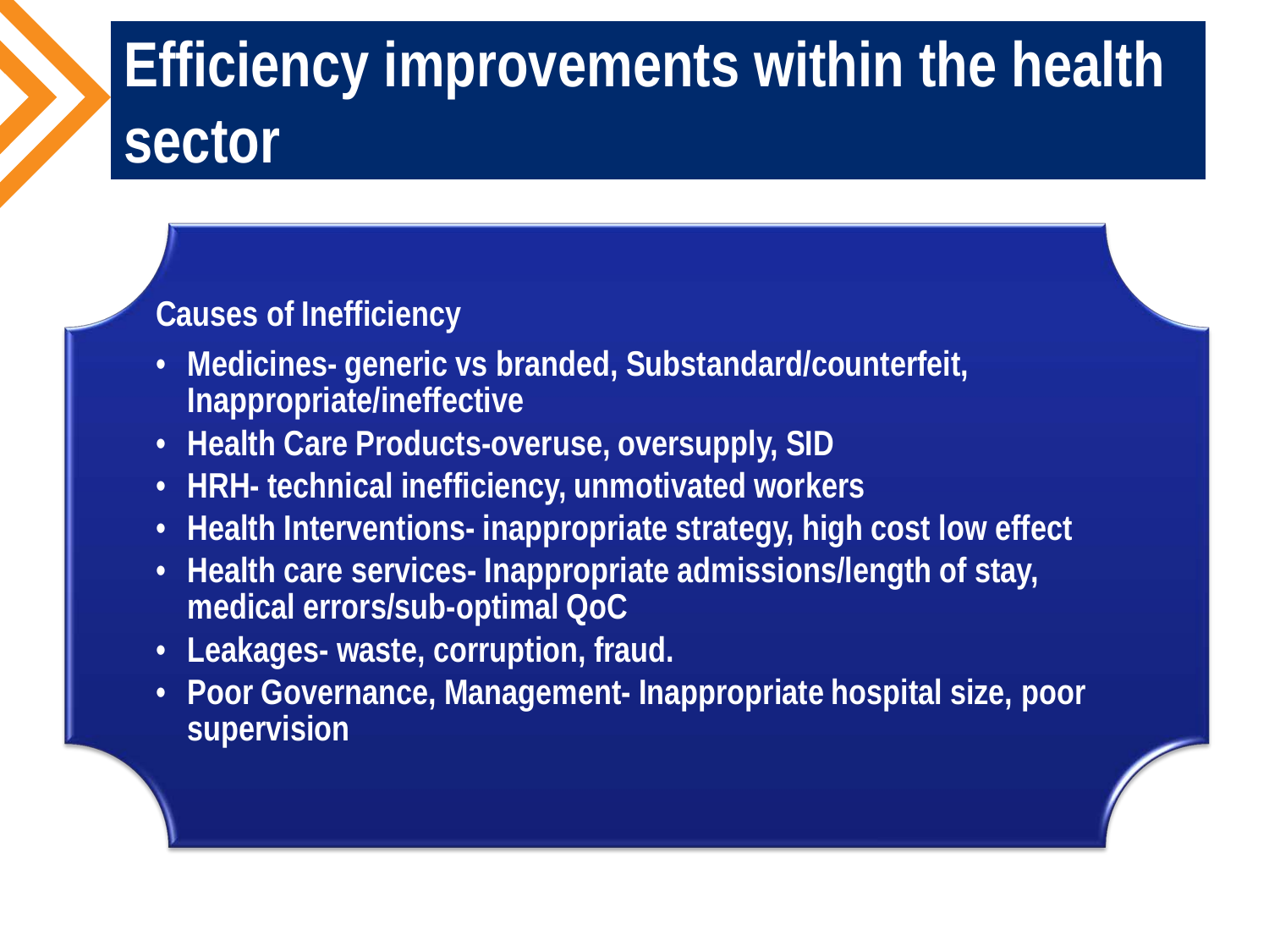# Efficiency improvements within the health sector

**Causes of Inefficiency**

- **Medicines- generic vs branded, Substandard/counterfeit, Inappropriate/ineffective**
- **Health Care Products-overuse, oversupply, SID**
- **HRH- technical inefficiency, unmotivated workers**
- **Health Interventions- inappropriate strategy, high cost low effect**
- **Health care services- Inappropriate admissions/length of stay, medical errors/sub-optimal QoC**
- **Leakages- waste, corruption, fraud.**
- **Poor Governance, Management- Inappropriate hospital size, poor supervision**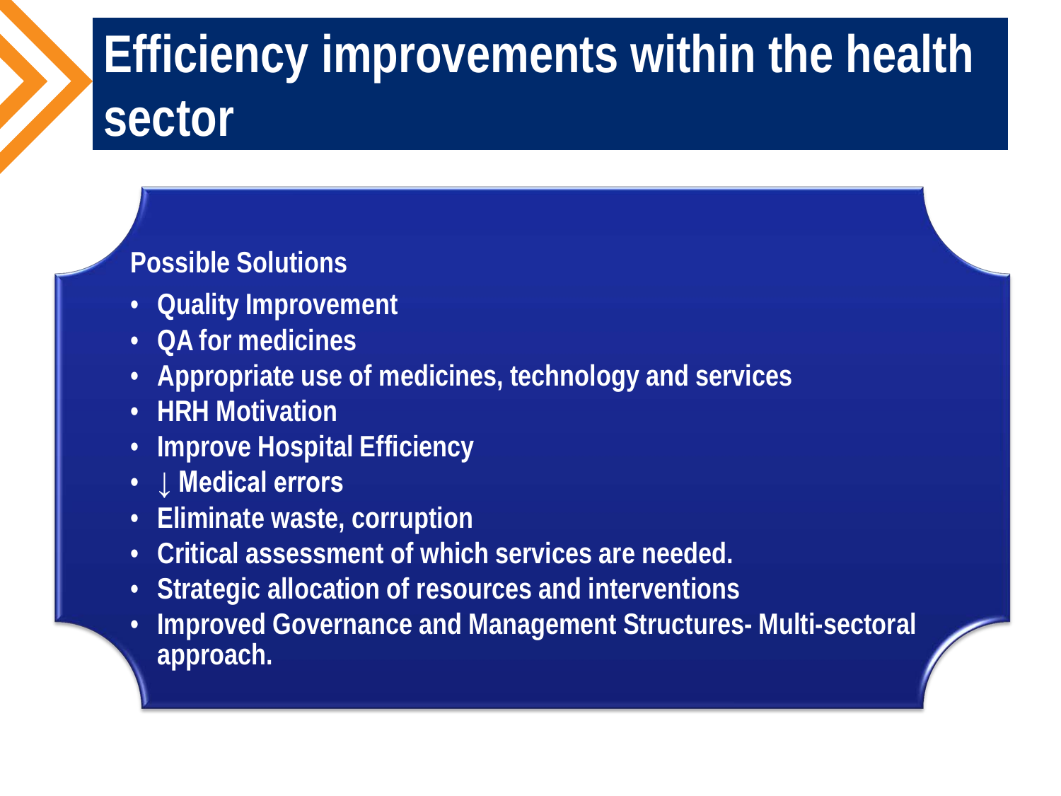# Efficiency improvements within the health sector

**Possible Solutions**

- Quality Improvement
- QA for medicines
- Appropriate use of medicines, technology and services
- HRH Motivation
- Improve Hospital Efficiency
- ↓ Medical errors
- Eliminate waste, corruption
- Critical assessment of which services are needed.
- Strategic allocation of resources and interventions
- Improved Governance and Management Structures- Multi-sectoral approach.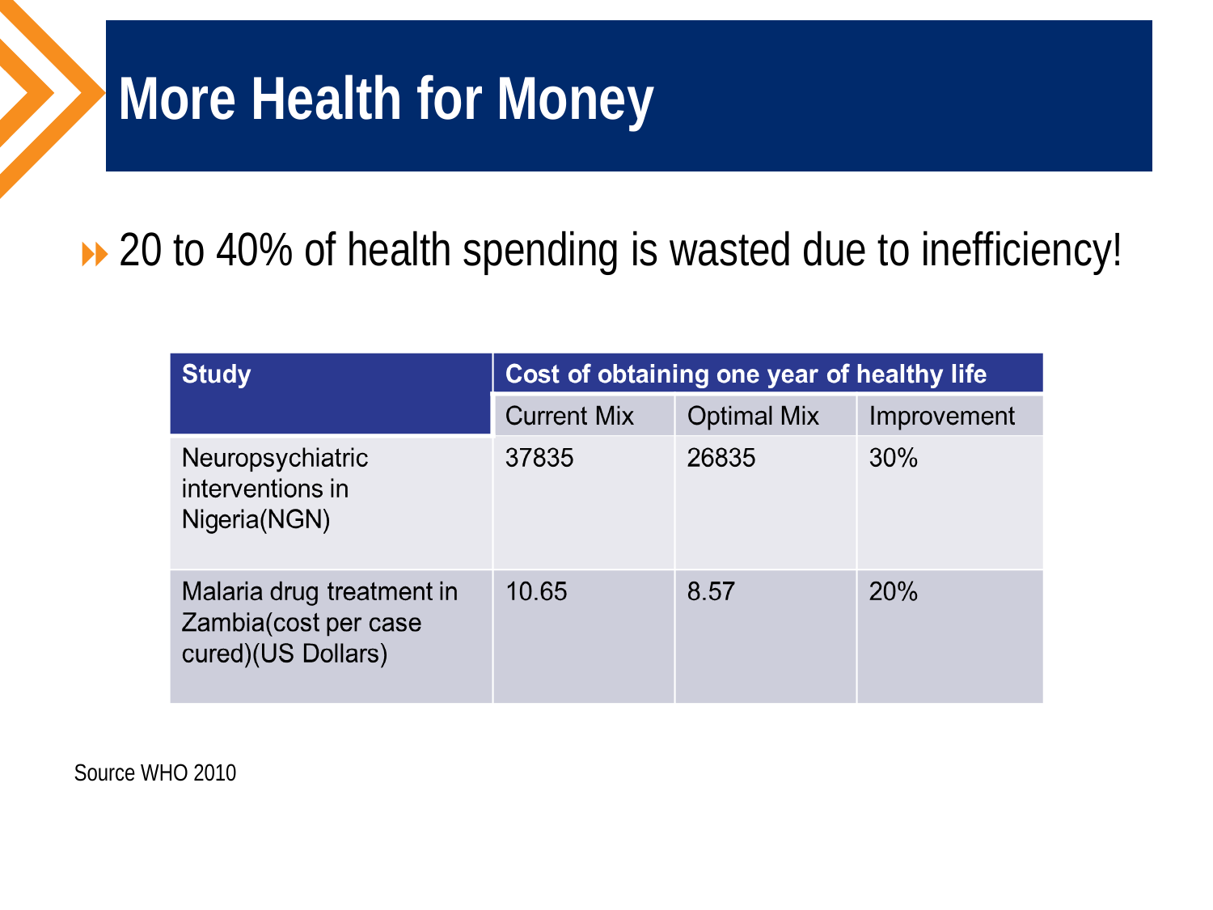# More Health for Money

- 20 to 40% of health spending is wasted due to inefficiency!

| Study | Cost of obtaining one year of healthy life | | |
|---|---|---|---|
| | Current Mix | Optimal Mix | Improvement |
| Neuropsychiatric interventions in Nigeria(NGN) | 37835 | 26835 | 30% |
| Malaria drug treatment in Zambia(cost per case cured)(US Dollars) | 10.65 | 8.57 | 20% |

Source WHO 2010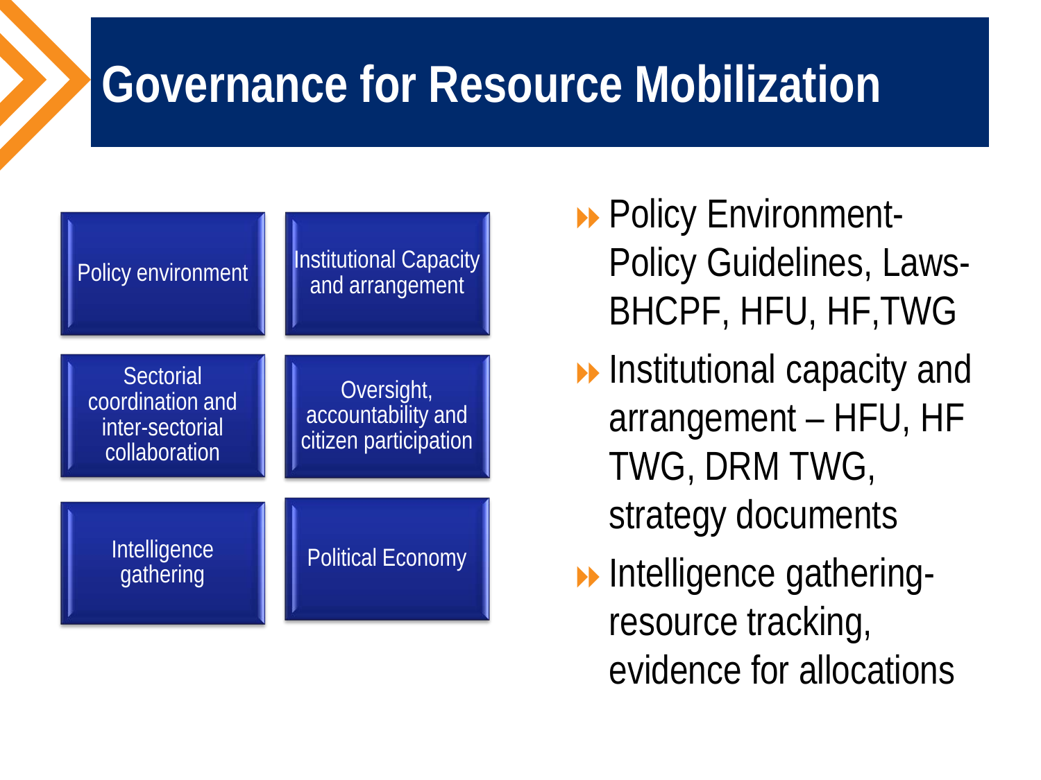# Governance for Resource Mobilization

- Policy environment
- Institutional Capacity and arrangement
- Sectorial coordination and inter-sectorial collaboration
- Oversight, accountability and citizen participation
- Intelligence gathering
- Political Economy

- Policy Environment- Policy Guidelines, Laws- BHCPF, HFU, HF,TWG
- Institutional capacity and arrangement – HFU, HF TWG, DRM TWG, strategy documents
- Intelligence gathering- resource tracking, evidence for allocations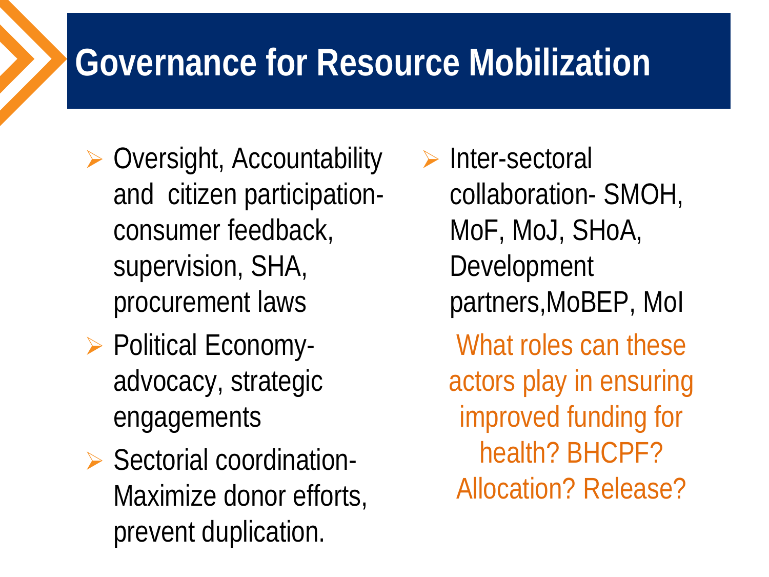# Governance for Resource Mobilization

- Oversight, Accountability and citizen participation- consumer feedback, supervision, SHA, procurement laws
- Political Economy- advocacy, strategic engagements
- Sectorial coordination- Maximize donor efforts, prevent duplication.
- Inter-sectoral collaboration- SMOH, MoF, MoJ, SHoA, Development partners,MoBEP, MoI

What roles can these actors play in ensuring improved funding for health? BHCPF? Allocation? Release?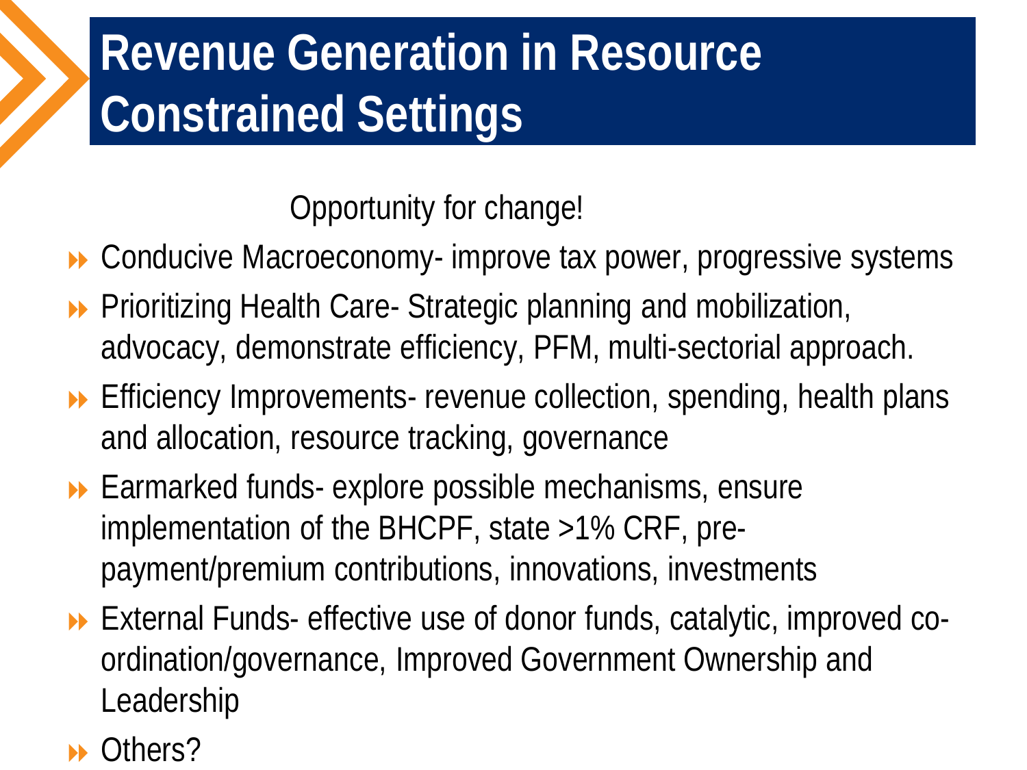# Revenue Generation in Resource Constrained Settings

Opportunity for change!

- Conducive Macroeconomy- improve tax power, progressive systems
- Prioritizing Health Care- Strategic planning and mobilization, advocacy, demonstrate efficiency, PFM, multi-sectorial approach.
- Efficiency Improvements- revenue collection, spending, health plans and allocation, resource tracking, governance
- Earmarked funds- explore possible mechanisms, ensure implementation of the BHCPF, state >1% CRF, pre-payment/premium contributions, innovations, investments
- External Funds- effective use of donor funds, catalytic, improved co-ordination/governance, Improved Government Ownership and Leadership
- Others?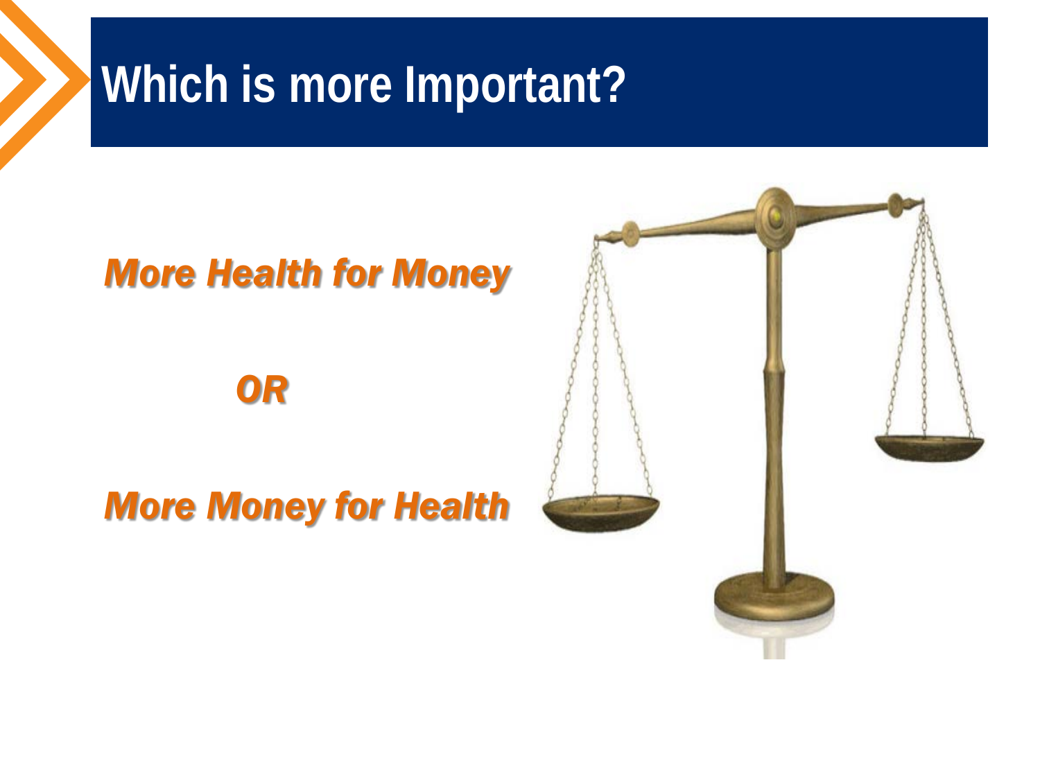# Which is more Important?

***More Health for Money***

***OR***

***More Money for Health***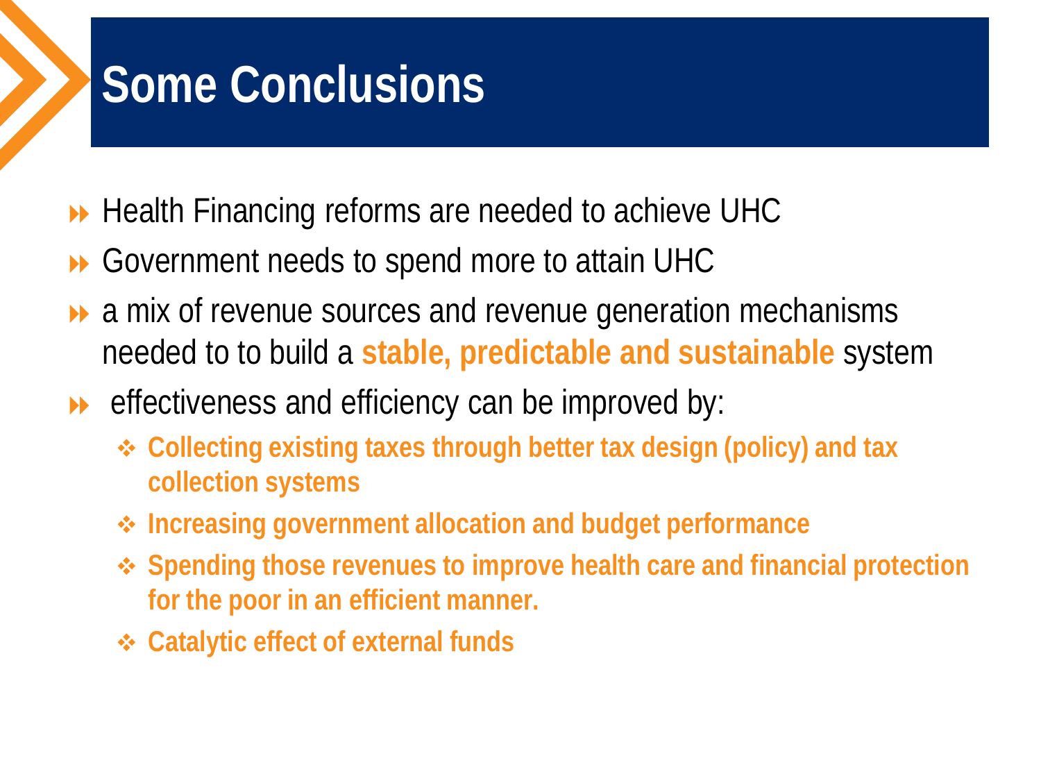# Some Conclusions

- Health Financing reforms are needed to achieve UHC
- Government needs to spend more to attain UHC
- a mix of revenue sources and revenue generation mechanisms needed to to build a **stable, predictable and sustainable** system
- effectiveness and efficiency can be improved by:
  - **Collecting existing taxes through better tax design (policy) and tax collection systems**
  - **Increasing government allocation and budget performance**
  - **Spending those revenues to improve health care and financial protection for the poor in an efficient manner.**
  - **Catalytic effect of external funds**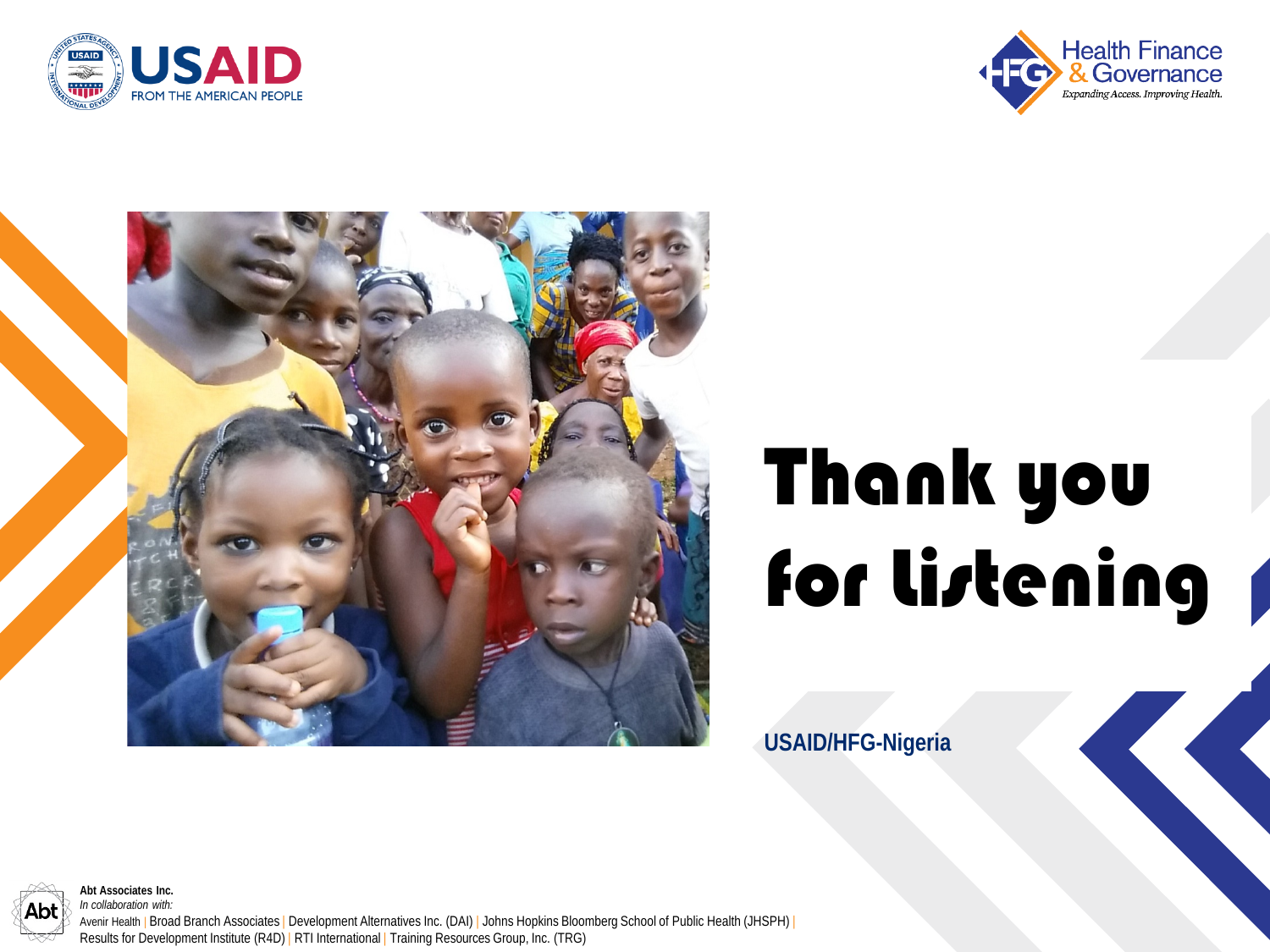# Thank you for listening

**USAID/HFG-Nigeria**

**Abt Associates Inc.**
*In collaboration with:*
Avenir Health | Broad Branch Associates | Development Alternatives Inc. (DAI) | Johns Hopkins Bloomberg School of Public Health (JHSPH) | Results for Development Institute (R4D) | RTI International | Training Resources Group, Inc. (TRG)